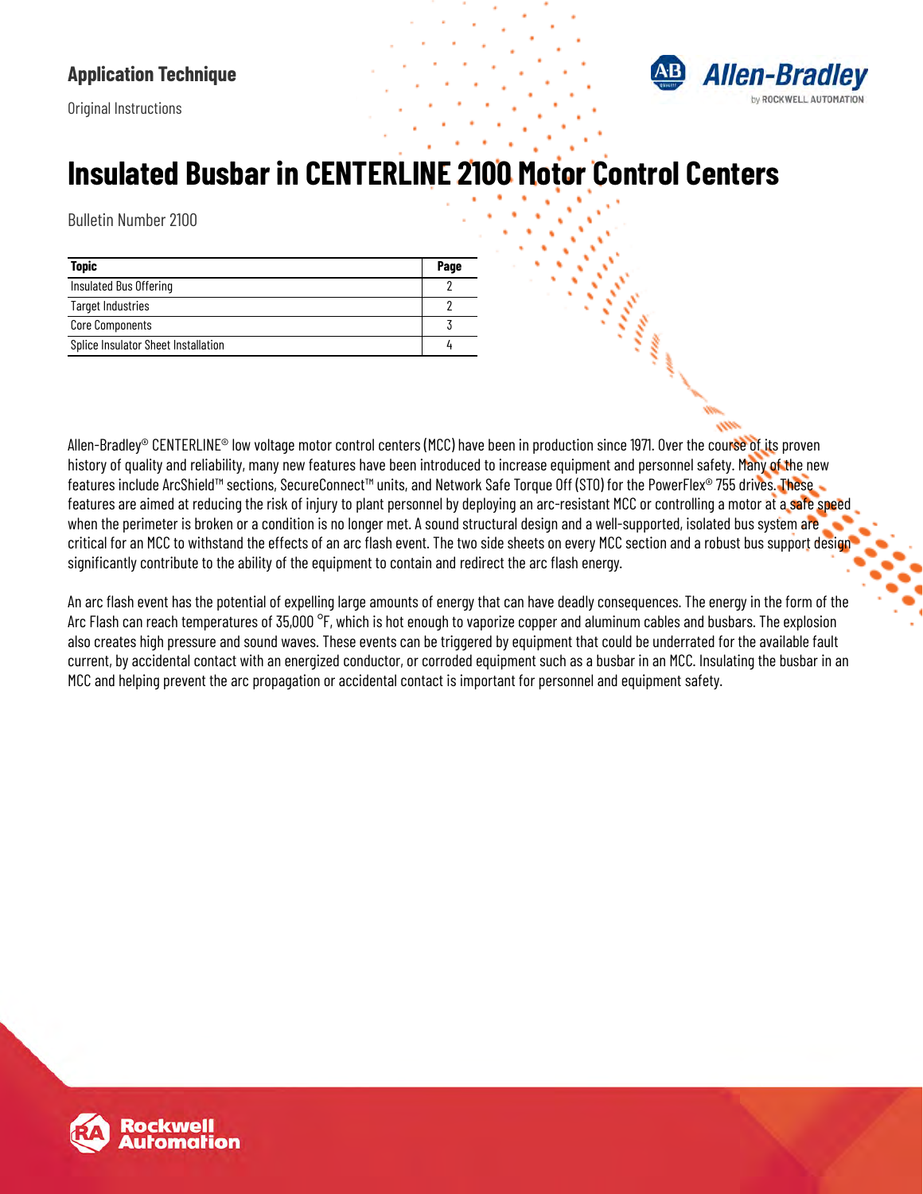Application Technique

Original Instructions

# Insulated Busbar in CENTERLINE 2100 Motor Control Centers

Bulletin Number 2100

| Topic | Page |
|---|---|
| Insulated Bus Offering | 2 |
| Target Industries | 2 |
| Core Components | 3 |
| Splice Insulator Sheet Installation | 4 |

Allen-Bradley® CENTERLINE® low voltage motor control centers (MCC) have been in production since 1971. Over the course of its proven history of quality and reliability, many new features have been introduced to increase equipment and personnel safety. Many of the new features include ArcShield™ sections, SecureConnect™ units, and Network Safe Torque Off (STO) for the PowerFlex® 755 drives. These features are aimed at reducing the risk of injury to plant personnel by deploying an arc-resistant MCC or controlling a motor at a safe speed when the perimeter is broken or a condition is no longer met. A sound structural design and a well-supported, isolated bus system are critical for an MCC to withstand the effects of an arc flash event. The two side sheets on every MCC section and a robust bus support design significantly contribute to the ability of the equipment to contain and redirect the arc flash energy.

An arc flash event has the potential of expelling large amounts of energy that can have deadly consequences. The energy in the form of the Arc Flash can reach temperatures of 35,000 °F, which is hot enough to vaporize copper and aluminum cables and busbars. The explosion also creates high pressure and sound waves. These events can be triggered by equipment that could be underrated for the available fault current, by accidental contact with an energized conductor, or corroded equipment such as a busbar in an MCC. Insulating the busbar in an MCC and helping prevent the arc propagation or accidental contact is important for personnel and equipment safety.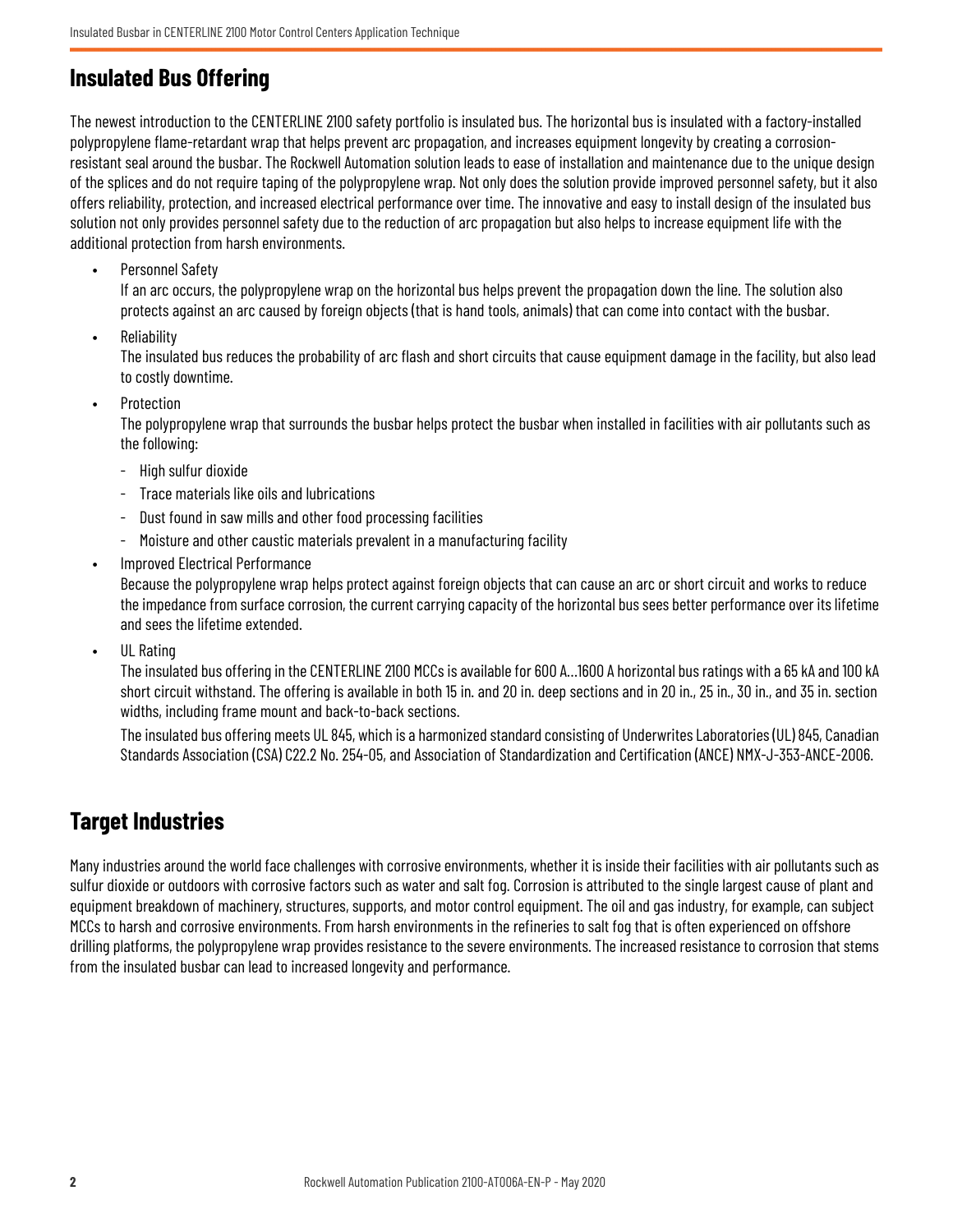## Insulated Bus Offering

The newest introduction to the CENTERLINE 2100 safety portfolio is insulated bus. The horizontal bus is insulated with a factory-installed polypropylene flame-retardant wrap that helps prevent arc propagation, and increases equipment longevity by creating a corrosion-resistant seal around the busbar. The Rockwell Automation solution leads to ease of installation and maintenance due to the unique design of the splices and do not require taping of the polypropylene wrap. Not only does the solution provide improved personnel safety, but it also offers reliability, protection, and increased electrical performance over time. The innovative and easy to install design of the insulated bus solution not only provides personnel safety due to the reduction of arc propagation but also helps to increase equipment life with the additional protection from harsh environments.

- Personnel Safety
  
  If an arc occurs, the polypropylene wrap on the horizontal bus helps prevent the propagation down the line. The solution also protects against an arc caused by foreign objects (that is hand tools, animals) that can come into contact with the busbar.
- Reliability
  
  The insulated bus reduces the probability of arc flash and short circuits that cause equipment damage in the facility, but also lead to costly downtime.
- Protection
  
  The polypropylene wrap that surrounds the busbar helps protect the busbar when installed in facilities with air pollutants such as the following:
  - High sulfur dioxide
  - Trace materials like oils and lubrications
  - Dust found in saw mills and other food processing facilities
  - Moisture and other caustic materials prevalent in a manufacturing facility
- Improved Electrical Performance
  
  Because the polypropylene wrap helps protect against foreign objects that can cause an arc or short circuit and works to reduce the impedance from surface corrosion, the current carrying capacity of the horizontal bus sees better performance over its lifetime and sees the lifetime extended.
- UL Rating
  
  The insulated bus offering in the CENTERLINE 2100 MCCs is available for 600 A…1600 A horizontal bus ratings with a 65 kA and 100 kA short circuit withstand. The offering is available in both 15 in. and 20 in. deep sections and in 20 in., 25 in., 30 in., and 35 in. section widths, including frame mount and back-to-back sections.
  
  The insulated bus offering meets UL 845, which is a harmonized standard consisting of Underwrites Laboratories (UL) 845, Canadian Standards Association (CSA) C22.2 No. 254-05, and Association of Standardization and Certification (ANCE) NMX-J-353-ANCE-2006.

## Target Industries

Many industries around the world face challenges with corrosive environments, whether it is inside their facilities with air pollutants such as sulfur dioxide or outdoors with corrosive factors such as water and salt fog. Corrosion is attributed to the single largest cause of plant and equipment breakdown of machinery, structures, supports, and motor control equipment. The oil and gas industry, for example, can subject MCCs to harsh and corrosive environments. From harsh environments in the refineries to salt fog that is often experienced on offshore drilling platforms, the polypropylene wrap provides resistance to the severe environments. The increased resistance to corrosion that stems from the insulated busbar can lead to increased longevity and performance.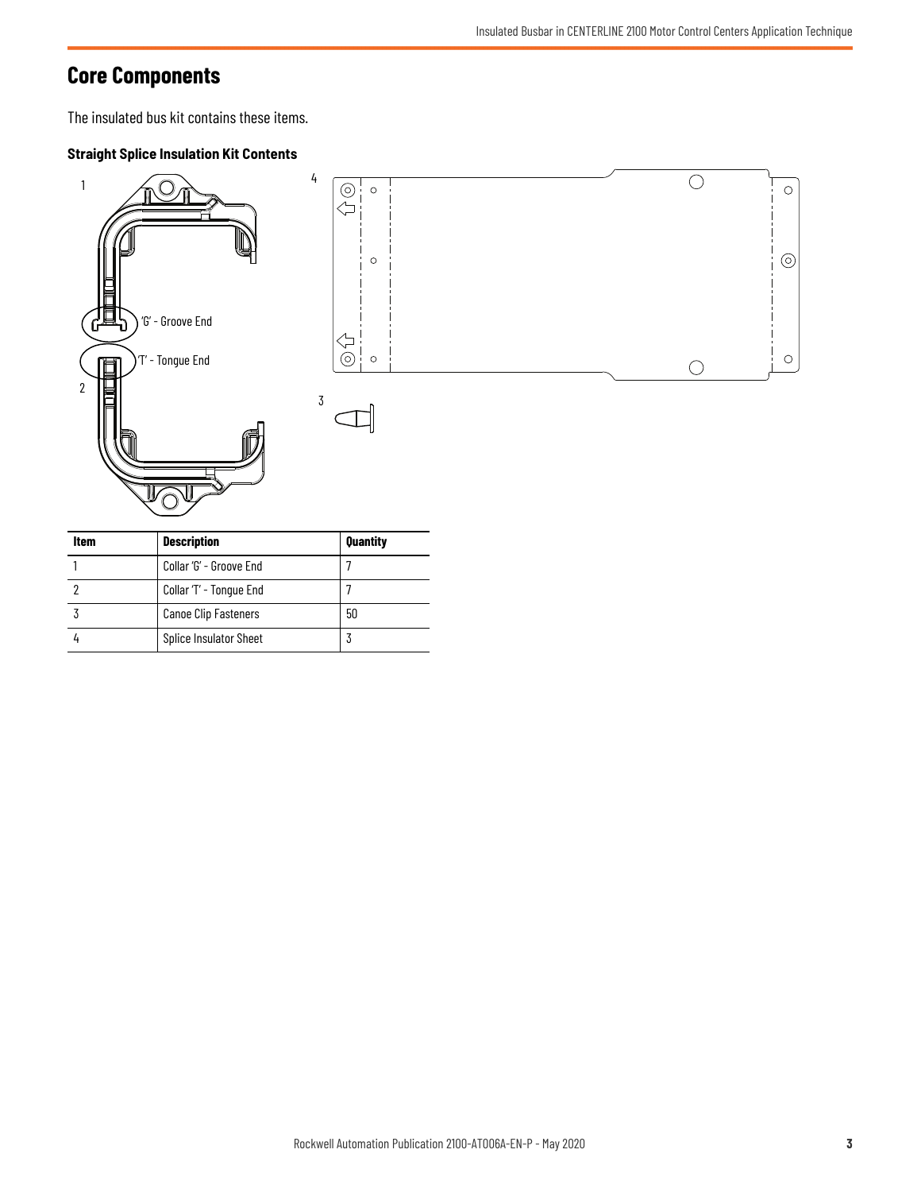## Core Components

The insulated bus kit contains these items.

### Straight Splice Insulation Kit Contents

| Item | Description | Quantity |
|---|---|---|
| 1 | Collar 'G' - Groove End | 7 |
| 2 | Collar 'T' - Tongue End | 7 |
| 3 | Canoe Clip Fasteners | 50 |
| 4 | Splice Insulator Sheet | 3 |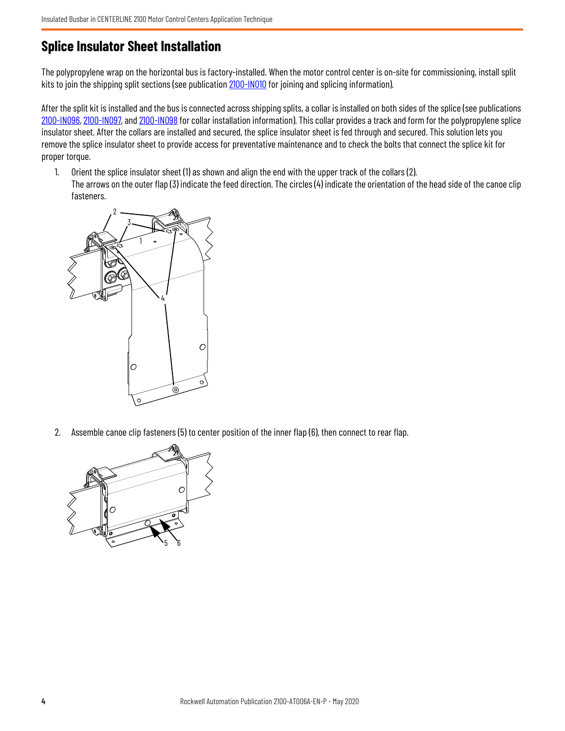## Splice Insulator Sheet Installation

The polypropylene wrap on the horizontal bus is factory-installed. When the motor control center is on-site for commissioning, install split kits to join the shipping split sections (see publication 2100-IN010 for joining and splicing information).

After the split kit is installed and the bus is connected across shipping splits, a collar is installed on both sides of the splice (see publications 2100-IN096, 2100-IN097, and 2100-IN098 for collar installation information). This collar provides a track and form for the polypropylene splice insulator sheet. After the collars are installed and secured, the splice insulator sheet is fed through and secured. This solution lets you remove the splice insulator sheet to provide access for preventative maintenance and to check the bolts that connect the splice kit for proper torque.

1. Orient the splice insulator sheet (1) as shown and align the end with the upper track of the collars (2).
   The arrows on the outer flap (3) indicate the feed direction. The circles (4) indicate the orientation of the head side of the canoe clip fasteners.

2. Assemble canoe clip fasteners (5) to center position of the inner flap (6), then connect to rear flap.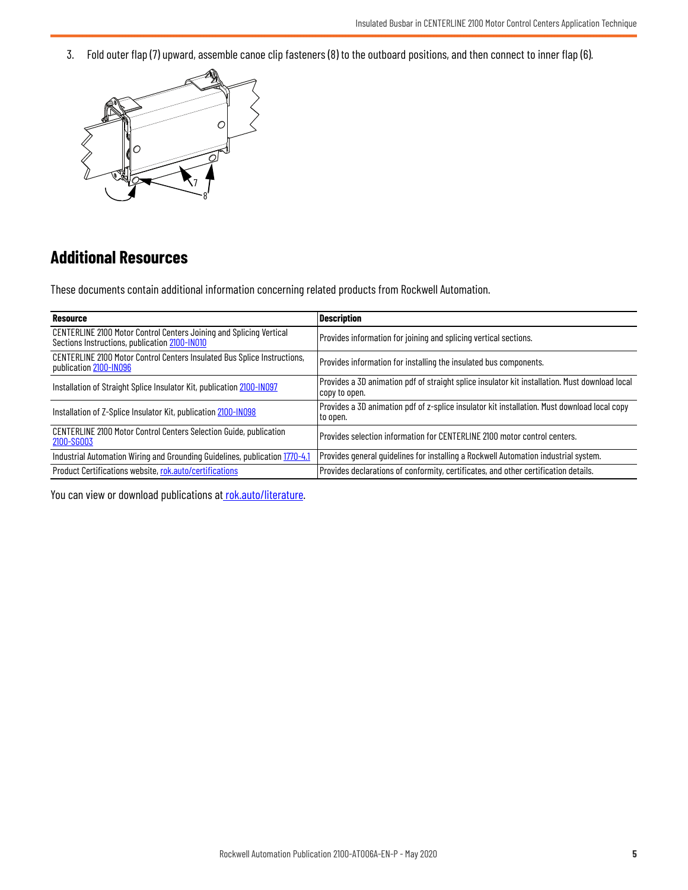3. Fold outer flap (7) upward, assemble canoe clip fasteners (8) to the outboard positions, and then connect to inner flap (6).

## Additional Resources

These documents contain additional information concerning related products from Rockwell Automation.

| Resource | Description |
|---|---|
| CENTERLINE 2100 Motor Control Centers Joining and Splicing Vertical Sections Instructions, publication 2100-IN010 | Provides information for joining and splicing vertical sections. |
| CENTERLINE 2100 Motor Control Centers Insulated Bus Splice Instructions, publication 2100-IN096 | Provides information for installing the insulated bus components. |
| Installation of Straight Splice Insulator Kit, publication 2100-IN097 | Provides a 3D animation pdf of straight splice insulator kit installation. Must download local copy to open. |
| Installation of Z-Splice Insulator Kit, publication 2100-IN098 | Provides a 3D animation pdf of z-splice insulator kit installation. Must download local copy to open. |
| CENTERLINE 2100 Motor Control Centers Selection Guide, publication 2100-SG003 | Provides selection information for CENTERLINE 2100 motor control centers. |
| Industrial Automation Wiring and Grounding Guidelines, publication 1770-4.1 | Provides general guidelines for installing a Rockwell Automation industrial system. |
| Product Certifications website, rok.auto/certifications | Provides declarations of conformity, certificates, and other certification details. |

You can view or download publications at rok.auto/literature.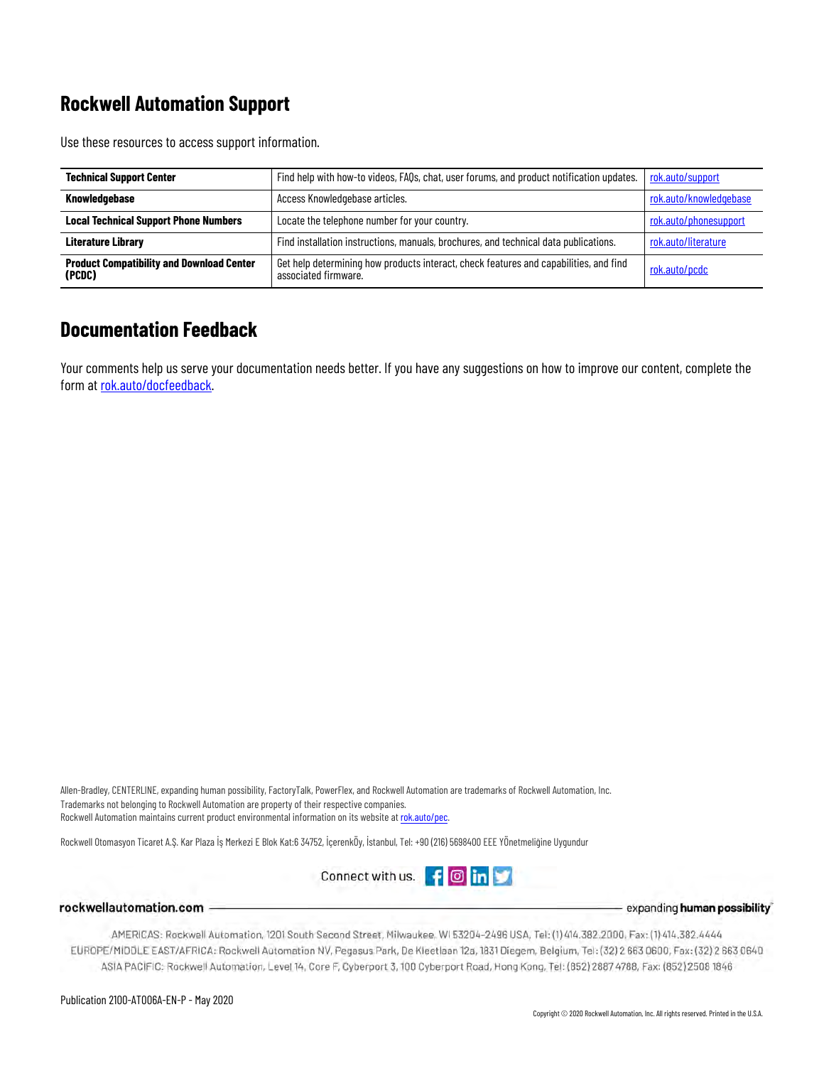## Rockwell Automation Support

Use these resources to access support information.

| | | |
|---|---|---|
| **Technical Support Center** | Find help with how-to videos, FAQs, chat, user forums, and product notification updates. | rok.auto/support |
| **Knowledgebase** | Access Knowledgebase articles. | rok.auto/knowledgebase |
| **Local Technical Support Phone Numbers** | Locate the telephone number for your country. | rok.auto/phonesupport |
| **Literature Library** | Find installation instructions, manuals, brochures, and technical data publications. | rok.auto/literature |
| **Product Compatibility and Download Center (PCDC)** | Get help determining how products interact, check features and capabilities, and find associated firmware. | rok.auto/pcdc |

## Documentation Feedback

Your comments help us serve your documentation needs better. If you have any suggestions on how to improve our content, complete the form at rok.auto/docfeedback.

Allen-Bradley, CENTERLINE, expanding human possibility, FactoryTalk, PowerFlex, and Rockwell Automation are trademarks of Rockwell Automation, Inc.
Trademarks not belonging to Rockwell Automation are property of their respective companies.
Rockwell Automation maintains current product environmental information on its website at rok.auto/pec.

Rockwell Otomasyon Ticaret A.Ş. Kar Plaza İş Merkezi E Blok Kat:6 34752, İçerenkÖy, İstanbul, Tel: +90 (216) 5698400 EEE YÖnetmeliğine Uygundur

Connect with us.

rockwellautomation.com — expanding **human possibility**

AMERICAS: Rockwell Automation, 1201 South Second Street, Milwaukee, WI 53204-2496 USA, Tel: (1) 414.382.2000, Fax: (1) 414.382.4444
EUROPE/MIDDLE EAST/AFRICA: Rockwell Automation NV, Pegasus Park, De Kleetlaan 12a, 1831 Diegem, Belgium, Tel: (32) 2 663 0600, Fax: (32) 2 663 0640
ASIA PACIFIC: Rockwell Automation, Level 14, Core F, Cyberport 3, 100 Cyberport Road, Hong Kong, Tel: (852) 2887 4788, Fax: (852) 2508 1846

Publication 2100-AT006A-EN-P - May 2020

Copyright © 2020 Rockwell Automation, Inc. All rights reserved. Printed in the U.S.A.